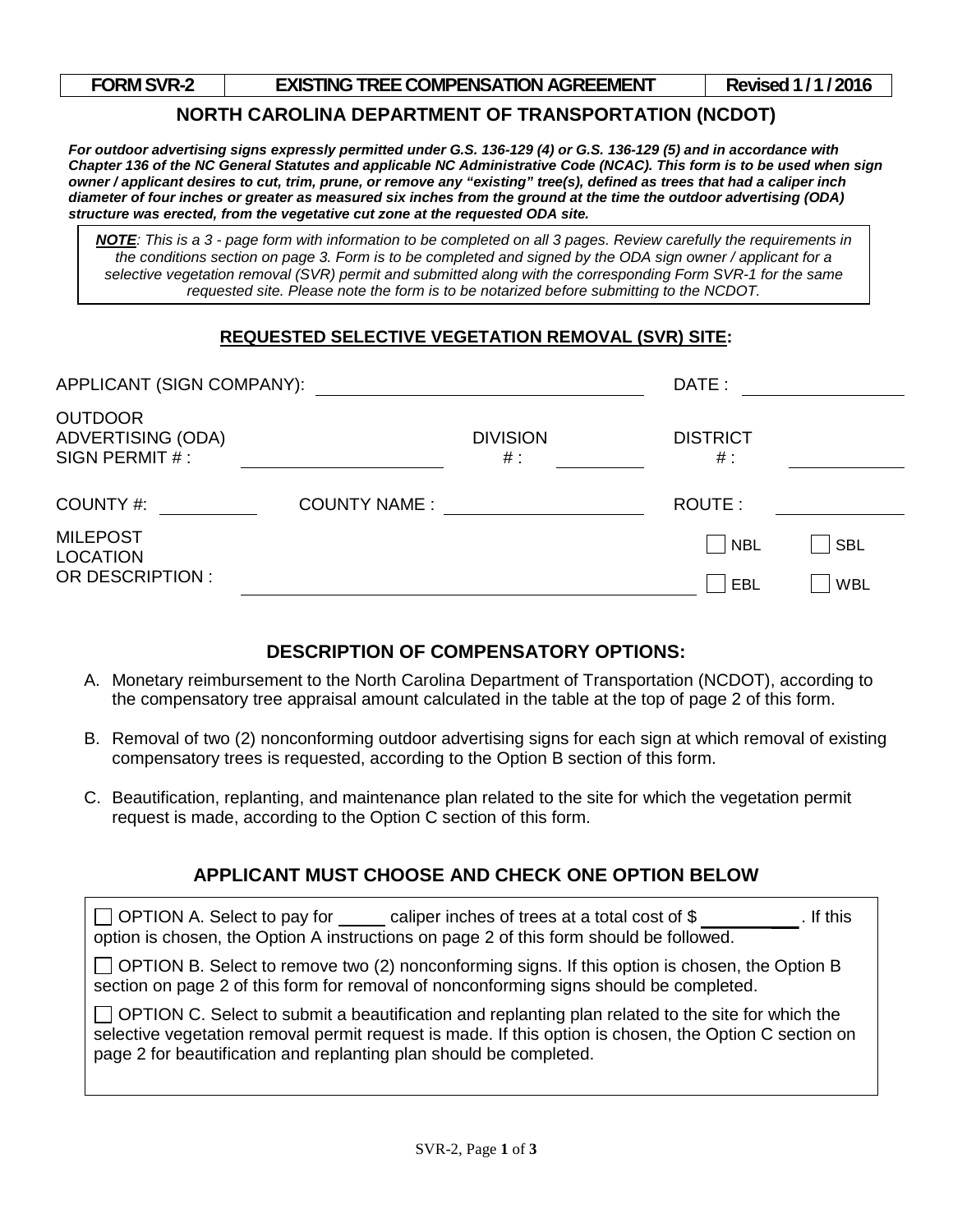| FORM SVR-2 | EXISTING TREE COMPENSATION AGREEMENT | Revised 1 / 1 / 2016 |
|---|---|---|

# NORTH CAROLINA DEPARTMENT OF TRANSPORTATION (NCDOT)

***For outdoor advertising signs expressly permitted under G.S. 136-129 (4) or G.S. 136-129 (5) and in accordance with Chapter 136 of the NC General Statutes and applicable NC Administrative Code (NCAC). This form is to be used when sign owner / applicant desires to cut, trim, prune, or remove any "existing" tree(s), defined as trees that had a caliper inch diameter of four inches or greater as measured six inches from the ground at the time the outdoor advertising (ODA) structure was erected, from the vegetative cut zone at the requested ODA site.***

> ***NOTE****: This is a 3 - page form with information to be completed on all 3 pages. Review carefully the requirements in the conditions section on page 3. Form is to be completed and signed by the ODA sign owner / applicant for a selective vegetation removal (SVR) permit and submitted along with the corresponding Form SVR-1 for the same requested site. Please note the form is to be notarized before submitting to the NCDOT.*

## REQUESTED SELECTIVE VEGETATION REMOVAL (SVR) SITE:

APPLICANT (SIGN COMPANY): ______________________ DATE : ____________

OUTDOOR ADVERTISING (ODA) SIGN PERMIT # : ____________ DIVISION # : ________ DISTRICT # : ________

COUNTY #: ________ COUNTY NAME : ____________ ROUTE : ________

MILEPOST LOCATION OR DESCRIPTION : ______________________

☐ NBL ☐ SBL

☐ EBL ☐ WBL

## DESCRIPTION OF COMPENSATORY OPTIONS:

A. Monetary reimbursement to the North Carolina Department of Transportation (NCDOT), according to the compensatory tree appraisal amount calculated in the table at the top of page 2 of this form.

B. Removal of two (2) nonconforming outdoor advertising signs for each sign at which removal of existing compensatory trees is requested, according to the Option B section of this form.

C. Beautification, replanting, and maintenance plan related to the site for which the vegetation permit request is made, according to the Option C section of this form.

## APPLICANT MUST CHOOSE AND CHECK ONE OPTION BELOW

☐ OPTION A. Select to pay for _____ caliper inches of trees at a total cost of $ __________ . If this option is chosen, the Option A instructions on page 2 of this form should be followed.

☐ OPTION B. Select to remove two (2) nonconforming signs. If this option is chosen, the Option B section on page 2 of this form for removal of nonconforming signs should be completed.

☐ OPTION C. Select to submit a beautification and replanting plan related to the site for which the selective vegetation removal permit request is made. If this option is chosen, the Option C section on page 2 for beautification and replanting plan should be completed.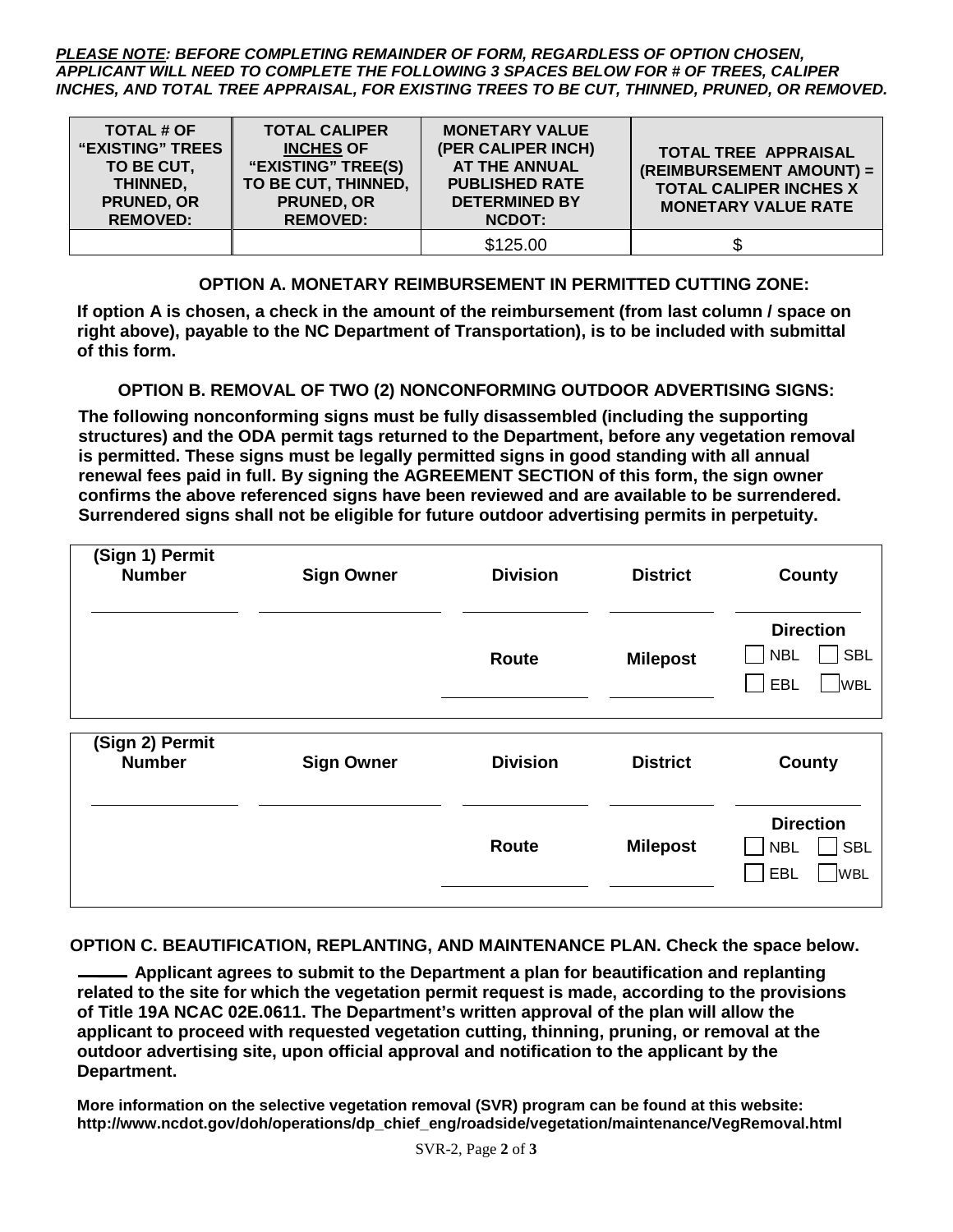***PLEASE NOTE**: BEFORE COMPLETING REMAINDER OF FORM, REGARDLESS OF OPTION CHOSEN, APPLICANT WILL NEED TO COMPLETE THE FOLLOWING 3 SPACES BELOW FOR # OF TREES, CALIPER INCHES, AND TOTAL TREE APPRAISAL, FOR EXISTING TREES TO BE CUT, THINNED, PRUNED, OR REMOVED.*

| TOTAL # OF "EXISTING" TREES TO BE CUT, THINNED, PRUNED, OR REMOVED: | TOTAL CALIPER INCHES OF "EXISTING" TREE(S) TO BE CUT, THINNED, PRUNED, OR REMOVED: | MONETARY VALUE (PER CALIPER INCH) AT THE ANNUAL PUBLISHED RATE DETERMINED BY NCDOT: | TOTAL TREE APPRAISAL (REIMBURSEMENT AMOUNT) = TOTAL CALIPER INCHES X MONETARY VALUE RATE |
|---|---|---|---|
| | | $125.00 | $ |

## OPTION A. MONETARY REIMBURSEMENT IN PERMITTED CUTTING ZONE:

**If option A is chosen, a check in the amount of the reimbursement (from last column / space on right above), payable to the NC Department of Transportation), is to be included with submittal of this form.**

## OPTION B. REMOVAL OF TWO (2) NONCONFORMING OUTDOOR ADVERTISING SIGNS:

**The following nonconforming signs must be fully disassembled (including the supporting structures) and the ODA permit tags returned to the Department, before any vegetation removal is permitted. These signs must be legally permitted signs in good standing with all annual renewal fees paid in full. By signing the AGREEMENT SECTION of this form, the sign owner confirms the above referenced signs have been reviewed and are available to be surrendered. Surrendered signs shall not be eligible for future outdoor advertising permits in perpetuity.**

| (Sign 1) Permit Number | Sign Owner | Division | District | County |
|---|---|---|---|---|
| \_\_\_\_\_\_\_\_\_\_ | \_\_\_\_\_\_\_\_\_\_ | \_\_\_\_\_\_\_\_\_\_ | \_\_\_\_\_\_\_\_\_\_ | \_\_\_\_\_\_\_\_\_\_ |
| | | Route | Milepost | Direction: ☐ NBL ☐ SBL ☐ EBL ☐ WBL |
| | | \_\_\_\_\_\_\_\_\_\_ | \_\_\_\_\_\_\_\_\_\_ | |

| (Sign 2) Permit Number | Sign Owner | Division | District | County |
|---|---|---|---|---|
| \_\_\_\_\_\_\_\_\_\_ | \_\_\_\_\_\_\_\_\_\_ | \_\_\_\_\_\_\_\_\_\_ | \_\_\_\_\_\_\_\_\_\_ | \_\_\_\_\_\_\_\_\_\_ |
| | | Route | Milepost | Direction: ☐ NBL ☐ SBL ☐ EBL ☐ WBL |
| | | \_\_\_\_\_\_\_\_\_\_ | \_\_\_\_\_\_\_\_\_\_ | |

## OPTION C. BEAUTIFICATION, REPLANTING, AND MAINTENANCE PLAN. Check the space below.

**\_\_\_\_\_\_ Applicant agrees to submit to the Department a plan for beautification and replanting related to the site for which the vegetation permit request is made, according to the provisions of Title 19A NCAC 02E.0611. The Department's written approval of the plan will allow the applicant to proceed with requested vegetation cutting, thinning, pruning, or removal at the outdoor advertising site, upon official approval and notification to the applicant by the Department.**

**More information on the selective vegetation removal (SVR) program can be found at this website: http://www.ncdot.gov/doh/operations/dp_chief_eng/roadside/vegetation/maintenance/VegRemoval.html**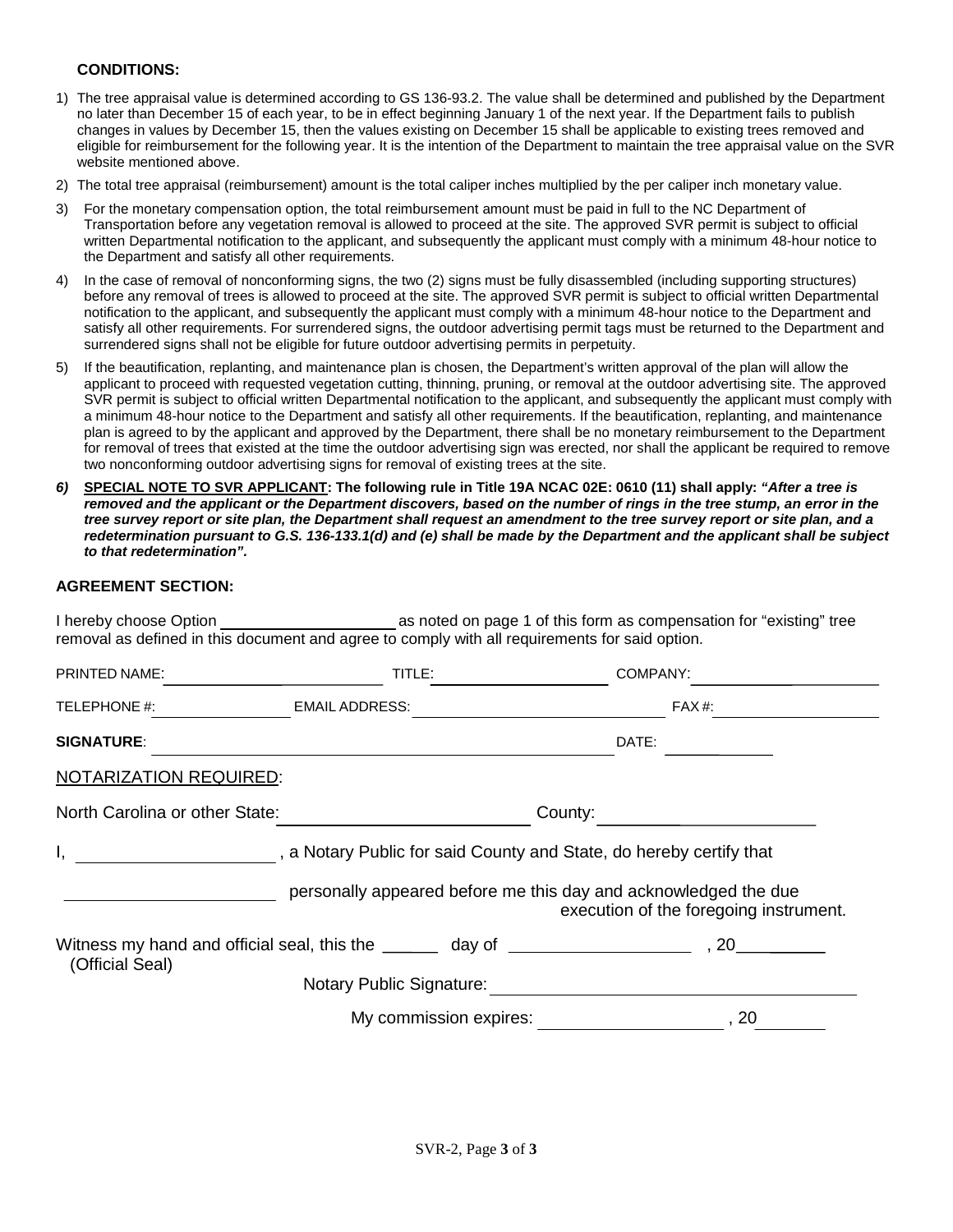**CONDITIONS:**

1) The tree appraisal value is determined according to GS 136-93.2. The value shall be determined and published by the Department no later than December 15 of each year, to be in effect beginning January 1 of the next year. If the Department fails to publish changes in values by December 15, then the values existing on December 15 shall be applicable to existing trees removed and eligible for reimbursement for the following year. It is the intention of the Department to maintain the tree appraisal value on the SVR website mentioned above.
2) The total tree appraisal (reimbursement) amount is the total caliper inches multiplied by the per caliper inch monetary value.
3) For the monetary compensation option, the total reimbursement amount must be paid in full to the NC Department of Transportation before any vegetation removal is allowed to proceed at the site. The approved SVR permit is subject to official written Departmental notification to the applicant, and subsequently the applicant must comply with a minimum 48-hour notice to the Department and satisfy all other requirements.
4) In the case of removal of nonconforming signs, the two (2) signs must be fully disassembled (including supporting structures) before any removal of trees is allowed to proceed at the site. The approved SVR permit is subject to official written Departmental notification to the applicant, and subsequently the applicant must comply with a minimum 48-hour notice to the Department and satisfy all other requirements. For surrendered signs, the outdoor advertising permit tags must be returned to the Department and surrendered signs shall not be eligible for future outdoor advertising permits in perpetuity.
5) If the beautification, replanting, and maintenance plan is chosen, the Department's written approval of the plan will allow the applicant to proceed with requested vegetation cutting, thinning, pruning, or removal at the outdoor advertising site. The approved SVR permit is subject to official written Departmental notification to the applicant, and subsequently the applicant must comply with a minimum 48-hour notice to the Department and satisfy all other requirements. If the beautification, replanting, and maintenance plan is agreed to by the applicant and approved by the Department, there shall be no monetary reimbursement to the Department for removal of trees that existed at the time the outdoor advertising sign was erected, nor shall the applicant be required to remove two nonconforming outdoor advertising signs for removal of existing trees at the site.
6) **SPECIAL NOTE TO SVR APPLICANT: The following rule in Title 19A NCAC 02E: 0610 (11) shall apply:** ***"After a tree is removed and the applicant or the Department discovers, based on the number of rings in the tree stump, an error in the tree survey report or site plan, the Department shall request an amendment to the tree survey report or site plan, and a redetermination pursuant to G.S. 136-133.1(d) and (e) shall be made by the Department and the applicant shall be subject to that redetermination".***

**AGREEMENT SECTION:**

I hereby choose Option ____________________ as noted on page 1 of this form as compensation for "existing" tree removal as defined in this document and agree to comply with all requirements for said option.

PRINTED NAME: ____________________ TITLE: ____________________ COMPANY: ____________________

TELEPHONE #: ________________ EMAIL ADDRESS: ____________________________ FAX #: ____________________

**SIGNATURE**: ____________________________________________________ DATE: ____________

NOTARIZATION REQUIRED:

North Carolina or other State: ____________________________ County: ____________________________

I, ____________________, a Notary Public for said County and State, do hereby certify that

____________________ personally appeared before me this day and acknowledged the due execution of the foregoing instrument.

Witness my hand and official seal, this the ______ day of ____________________ , 20__________

(Official Seal)

Notary Public Signature: ________________________________________

My commission expires: ____________________ , 20________